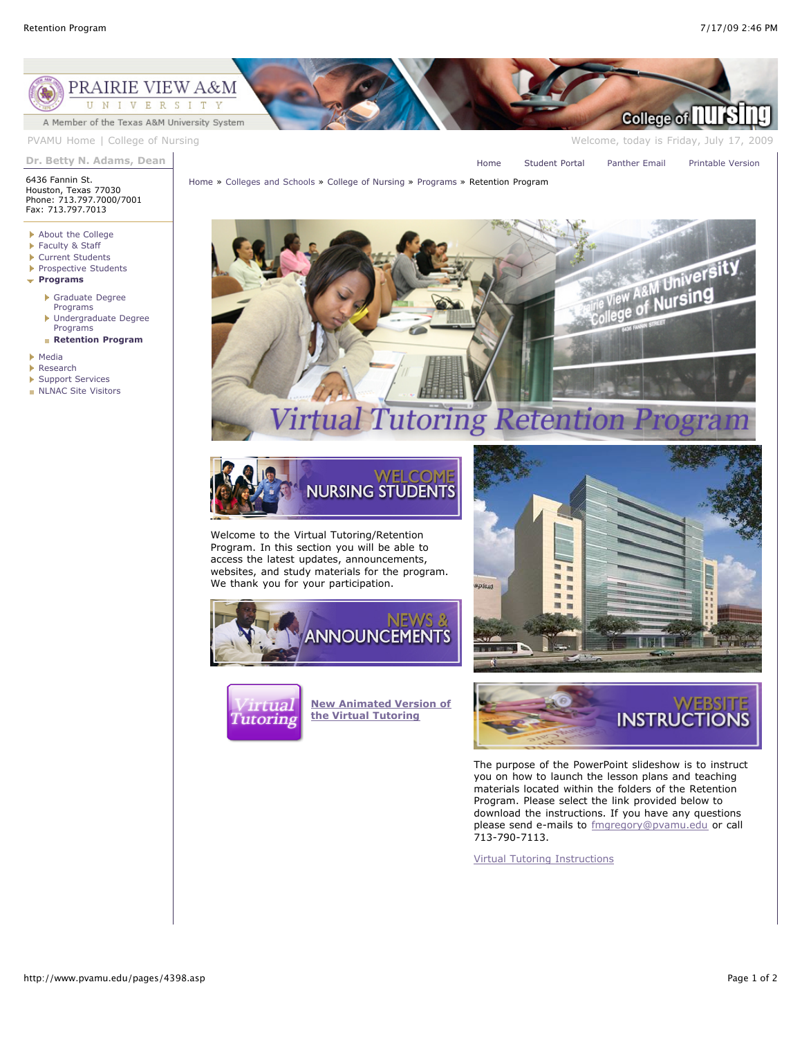PRAIRIE VIEW A&M UNIVERSITY

A Member of the Texas A&M University System

College of Nursing

PVAMU Home | College of Nursing

Welcome, today is Friday, July 17, 2009

**Dr. Betty N. Adams, Dean**

6436 Fannin St.
Houston, Texas 77030
Phone: 713.797.7000/7001
Fax: 713.797.7013

- About the College
- Faculty & Staff
- Current Students
- Prospective Students
- **Programs**
  - Graduate Degree Programs
  - Undergraduate Degree Programs
  - **Retention Program**
- Media
- Research
- Support Services
- NLNAC Site Visitors

Home | Student Portal | Panther Email | Printable Version

Home » Colleges and Schools » College of Nursing » Programs » Retention Program

# Virtual Tutoring Retention Program

## WELCOME NURSING STUDENTS

Welcome to the Virtual Tutoring/Retention Program. In this section you will be able to access the latest updates, announcements, websites, and study materials for the program. We thank you for your participation.

## NEWS & ANNOUNCEMENTS

Virtual Tutoring

**New Animated Version of the Virtual Tutoring**

## WEBSITE INSTRUCTIONS

The purpose of the PowerPoint slideshow is to instruct you on how to launch the lesson plans and teaching materials located within the folders of the Retention Program. Please select the link provided below to download the instructions. If you have any questions please send e-mails to fmgregory@pvamu.edu or call 713-790-7113.

Virtual Tutoring Instructions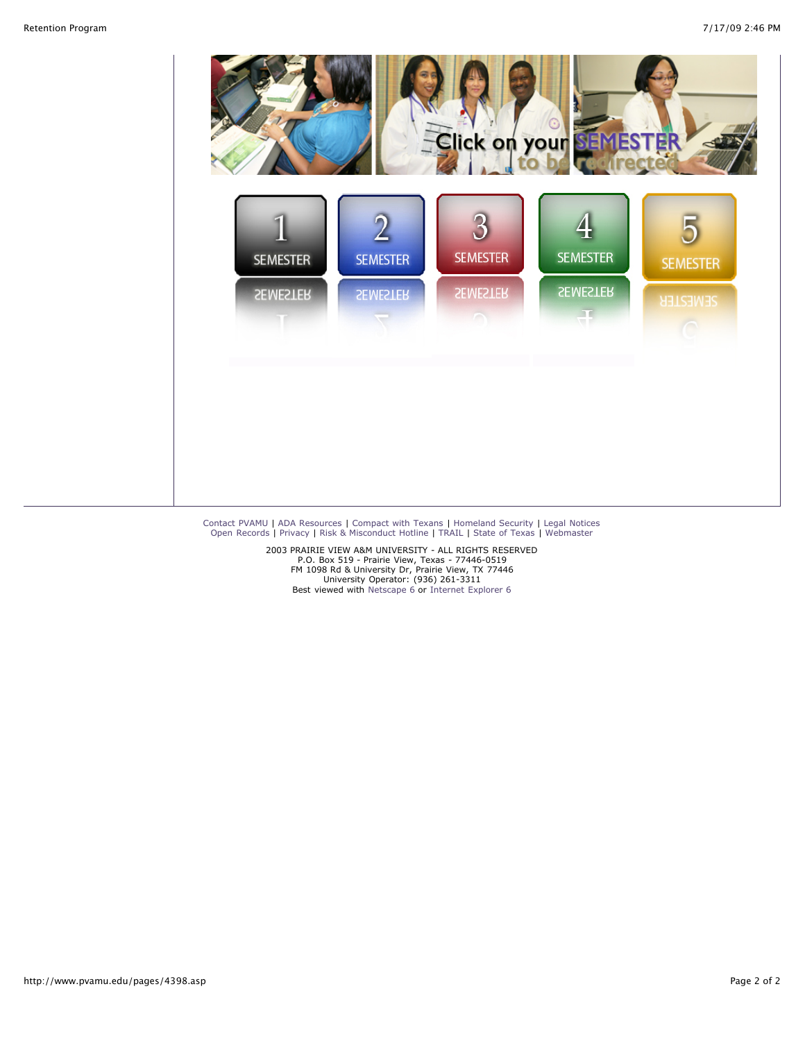Click on your SEMESTER to be redirected

1 SEMESTER

2 SEMESTER

3 SEMESTER

4 SEMESTER

5 SEMESTER

Contact PVAMU | ADA Resources | Compact with Texans | Homeland Security | Legal Notices
Open Records | Privacy | Risk & Misconduct Hotline | TRAIL | State of Texas | Webmaster

2003 PRAIRIE VIEW A&M UNIVERSITY - ALL RIGHTS RESERVED
P.O. Box 519 - Prairie View, Texas - 77446-0519
FM 1098 Rd & University Dr, Prairie View, TX 77446
University Operator: (936) 261-3311
Best viewed with Netscape 6 or Internet Explorer 6